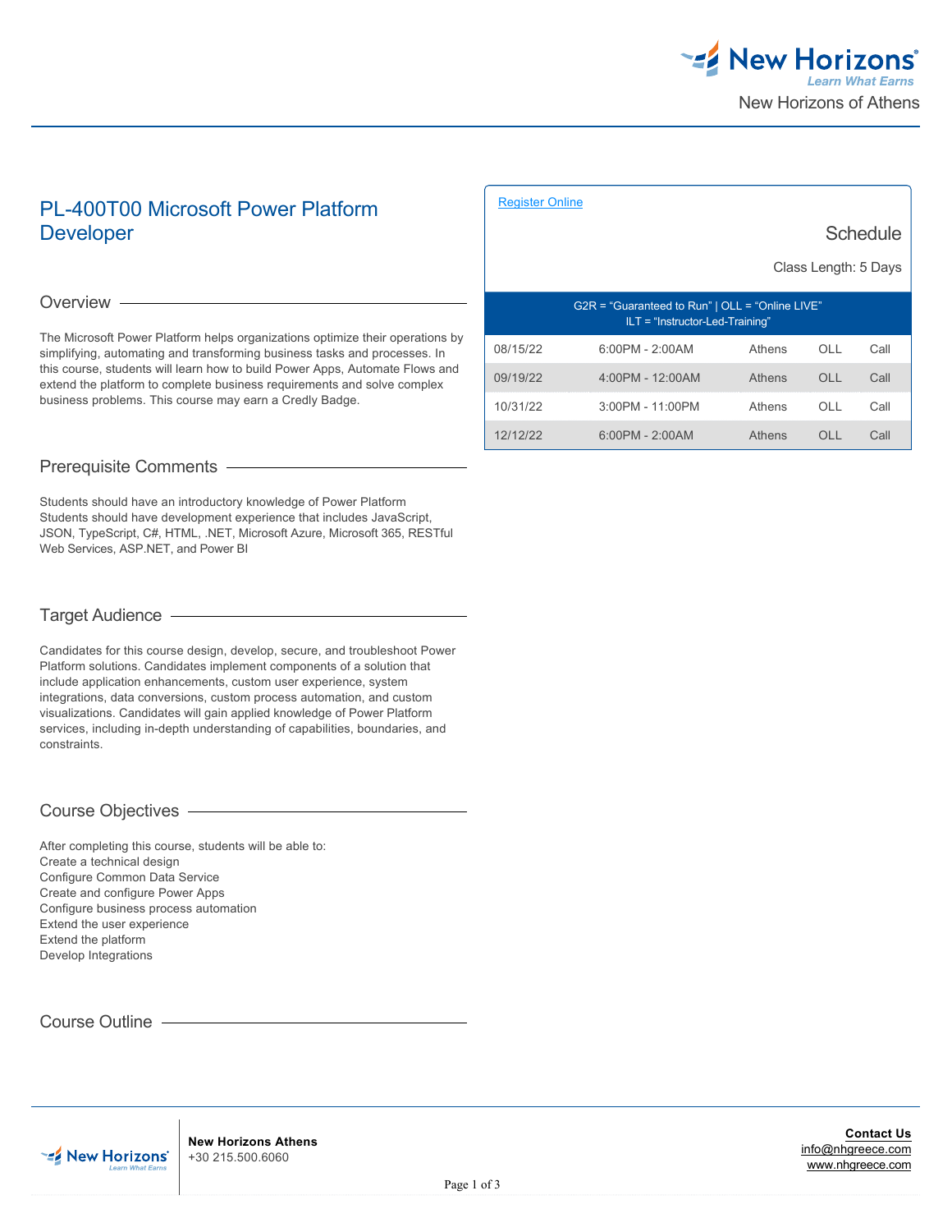New Horizons of Athens

# PL-400T00 Microsoft Power Platform Developer

[Register Online]

## Schedule

Class Length: 5 Days

| G2R = "Guaranteed to Run" \| OLL = "Online LIVE" ILT = "Instructor-Led-Training" | | | | |
|---|---|---|---|---|
| 08/15/22 | 6:00PM - 2:00AM | Athens | OLL | Call |
| 09/19/22 | 4:00PM - 12:00AM | Athens | OLL | Call |
| 10/31/22 | 3:00PM - 11:00PM | Athens | OLL | Call |
| 12/12/22 | 6:00PM - 2:00AM | Athens | OLL | Call |

## Overview

The Microsoft Power Platform helps organizations optimize their operations by simplifying, automating and transforming business tasks and processes. In this course, students will learn how to build Power Apps, Automate Flows and extend the platform to complete business requirements and solve complex business problems. This course may earn a Credly Badge.

## Prerequisite Comments

Students should have an introductory knowledge of Power Platform
Students should have development experience that includes JavaScript, JSON, TypeScript, C#, HTML, .NET, Microsoft Azure, Microsoft 365, RESTful Web Services, ASP.NET, and Power BI

## Target Audience

Candidates for this course design, develop, secure, and troubleshoot Power Platform solutions. Candidates implement components of a solution that include application enhancements, custom user experience, system integrations, data conversions, custom process automation, and custom visualizations. Candidates will gain applied knowledge of Power Platform services, including in-depth understanding of capabilities, boundaries, and constraints.

## Course Objectives

After completing this course, students will be able to:
Create a technical design
Configure Common Data Service
Create and configure Power Apps
Configure business process automation
Extend the user experience
Extend the platform
Develop Integrations

## Course Outline

**New Horizons Athens**
+30 215.500.6060

**Contact Us**
info@nhgreece.com
www.nhgreece.com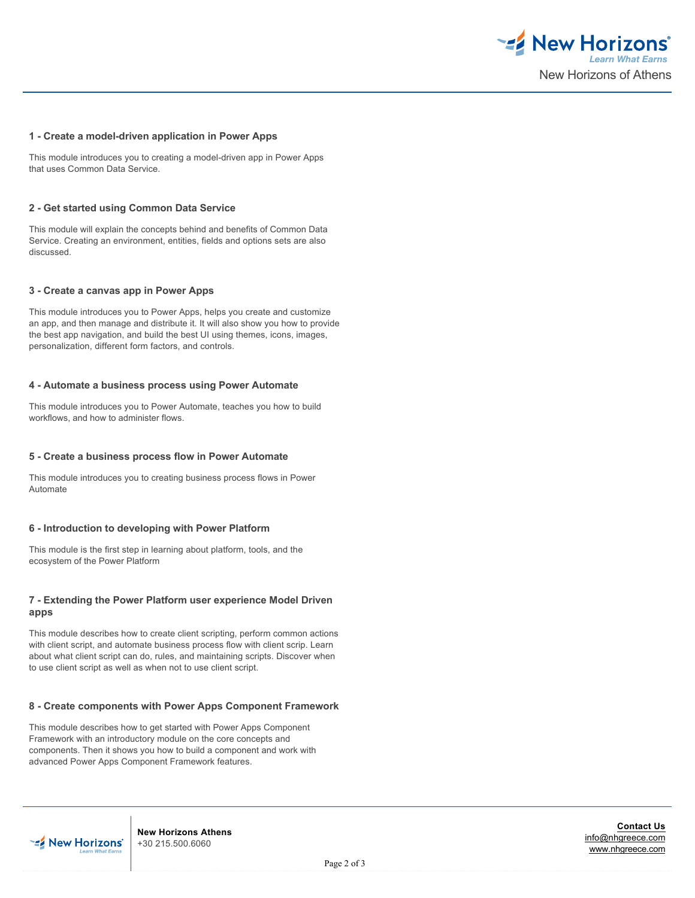### 1 - Create a model-driven application in Power Apps

This module introduces you to creating a model-driven app in Power Apps that uses Common Data Service.

### 2 - Get started using Common Data Service

This module will explain the concepts behind and benefits of Common Data Service. Creating an environment, entities, fields and options sets are also discussed.

### 3 - Create a canvas app in Power Apps

This module introduces you to Power Apps, helps you create and customize an app, and then manage and distribute it. It will also show you how to provide the best app navigation, and build the best UI using themes, icons, images, personalization, different form factors, and controls.

### 4 - Automate a business process using Power Automate

This module introduces you to Power Automate, teaches you how to build workflows, and how to administer flows.

### 5 - Create a business process flow in Power Automate

This module introduces you to creating business process flows in Power Automate

### 6 - Introduction to developing with Power Platform

This module is the first step in learning about platform, tools, and the ecosystem of the Power Platform

### 7 - Extending the Power Platform user experience Model Driven apps

This module describes how to create client scripting, perform common actions with client script, and automate business process flow with client scrip. Learn about what client script can do, rules, and maintaining scripts. Discover when to use client script as well as when not to use client script.

### 8 - Create components with Power Apps Component Framework

This module describes how to get started with Power Apps Component Framework with an introductory module on the core concepts and components. Then it shows you how to build a component and work with advanced Power Apps Component Framework features.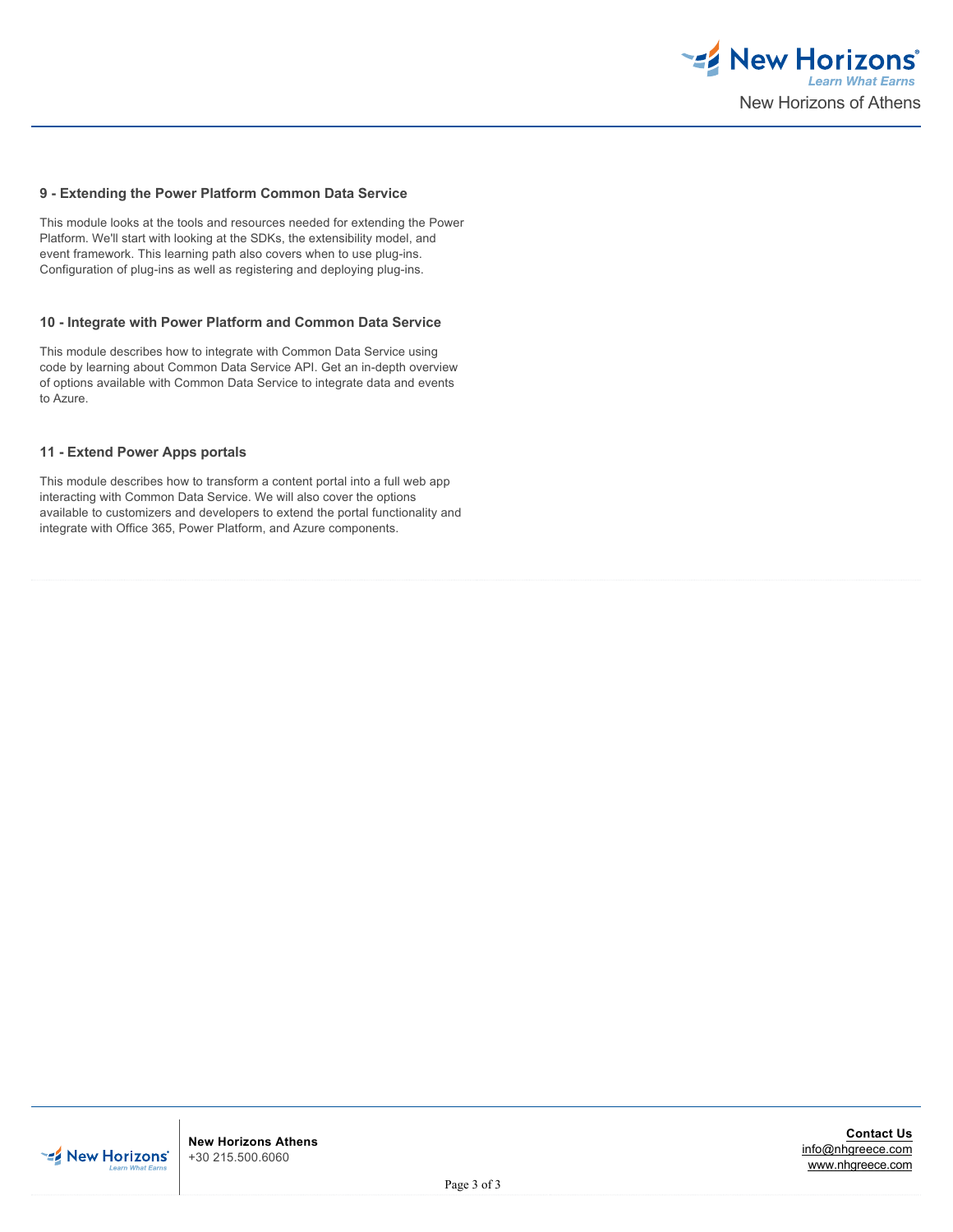### 9 - Extending the Power Platform Common Data Service

This module looks at the tools and resources needed for extending the Power Platform. We'll start with looking at the SDKs, the extensibility model, and event framework. This learning path also covers when to use plug-ins. Configuration of plug-ins as well as registering and deploying plug-ins.

### 10 - Integrate with Power Platform and Common Data Service

This module describes how to integrate with Common Data Service using code by learning about Common Data Service API. Get an in-depth overview of options available with Common Data Service to integrate data and events to Azure.

### 11 - Extend Power Apps portals

This module describes how to transform a content portal into a full web app interacting with Common Data Service. We will also cover the options available to customizers and developers to extend the portal functionality and integrate with Office 365, Power Platform, and Azure components.